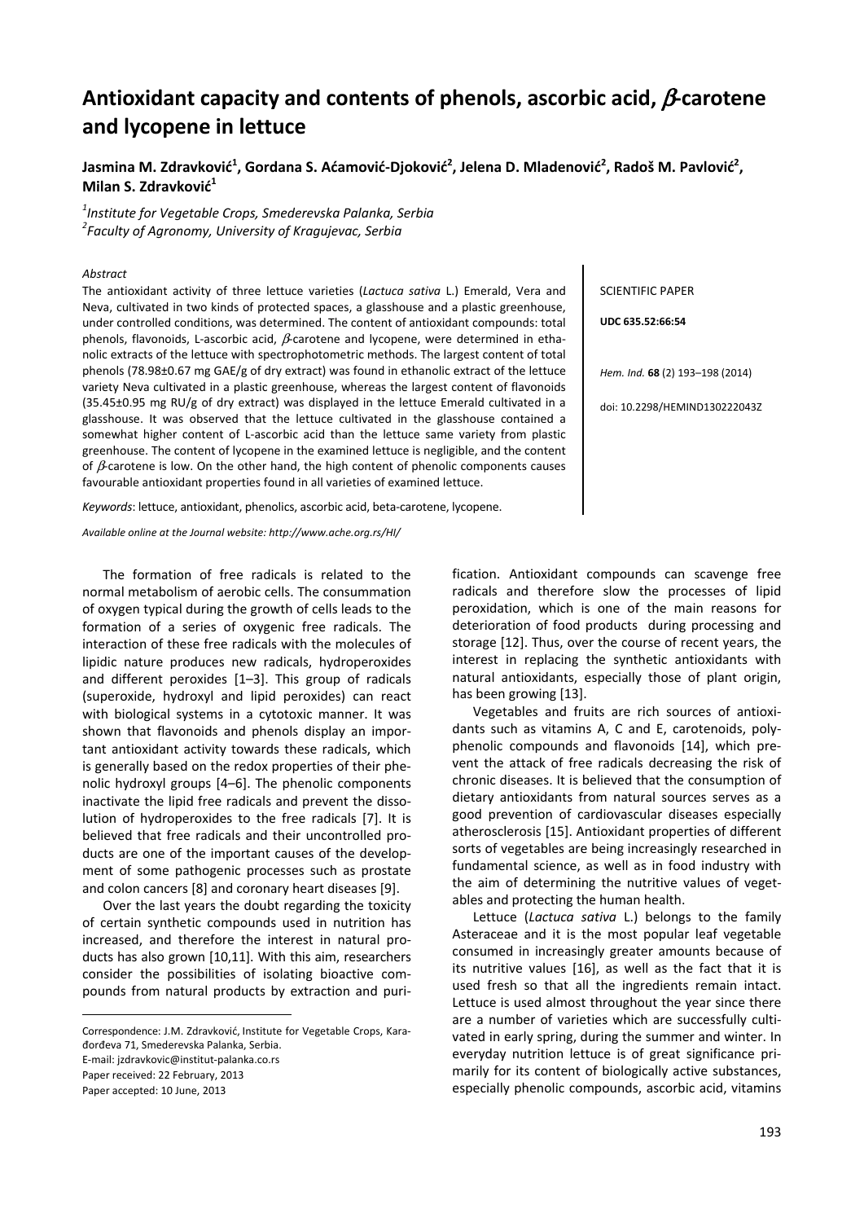# Antioxidant capacity and contents of phenols, ascorbic acid, $\beta$-carotene and lycopene in lettuce

**Jasmina M. Zdravković[1], Gordana S. Aćamović-Djoković[2], Jelena D. Mladenović[2], Radoš M. Pavlović[2], Milan S. Zdravković[1]**

*[1]Institute for Vegetable Crops, Smederevska Palanka, Serbia*
*[2]Faculty of Agronomy, University of Kragujevac, Serbia*

SCIENTIFIC PAPER

**UDC 635.52:66:54**

*Hem. Ind.* **68** (2) 193–198 (2014)

doi: 10.2298/HEMIND130222043Z

*Abstract*

The antioxidant activity of three lettuce varieties (*Lactuca sativa* L.) Emerald, Vera and Neva, cultivated in two kinds of protected spaces, a glasshouse and a plastic greenhouse, under controlled conditions, was determined. The content of antioxidant compounds: total phenols, flavonoids, L-ascorbic acid, $\beta$-carotene and lycopene, were determined in ethanolic extracts of the lettuce with spectrophotometric methods. The largest content of total phenols (78.98±0.67 mg GAE/g of dry extract) was found in ethanolic extract of the lettuce variety Neva cultivated in a plastic greenhouse, whereas the largest content of flavonoids (35.45±0.95 mg RU/g of dry extract) was displayed in the lettuce Emerald cultivated in a glasshouse. It was observed that the lettuce cultivated in the glasshouse contained a somewhat higher content of L-ascorbic acid than the lettuce same variety from plastic greenhouse. The content of lycopene in the examined lettuce is negligible, and the content of $\beta$-carotene is low. On the other hand, the high content of phenolic components causes favourable antioxidant properties found in all varieties of examined lettuce.

*Keywords*: lettuce, antioxidant, phenolics, ascorbic acid, beta-carotene, lycopene.

*Available online at the Journal website: http://www.ache.org.rs/HI/*

The formation of free radicals is related to the normal metabolism of aerobic cells. The consummation of oxygen typical during the growth of cells leads to the formation of a series of oxygenic free radicals. The interaction of these free radicals with the molecules of lipidic nature produces new radicals, hydroperoxides and different peroxides [1–3]. This group of radicals (superoxide, hydroxyl and lipid peroxides) can react with biological systems in a cytotoxic manner. It was shown that flavonoids and phenols display an important antioxidant activity towards these radicals, which is generally based on the redox properties of their phenolic hydroxyl groups [4–6]. The phenolic components inactivate the lipid free radicals and prevent the dissolution of hydroperoxides to the free radicals [7]. It is believed that free radicals and their uncontrolled products are one of the important causes of the development of some pathogenic processes such as prostate and colon cancers [8] and coronary heart diseases [9].

Over the last years the doubt regarding the toxicity of certain synthetic compounds used in nutrition has increased, and therefore the interest in natural products has also grown [10,11]. With this aim, researchers consider the possibilities of isolating bioactive compounds from natural products by extraction and purification. Antioxidant compounds can scavenge free radicals and therefore slow the processes of lipid peroxidation, which is one of the main reasons for deterioration of food products during processing and storage [12]. Thus, over the course of recent years, the interest in replacing the synthetic antioxidants with natural antioxidants, especially those of plant origin, has been growing [13].

Vegetables and fruits are rich sources of antioxidants such as vitamins A, C and E, carotenoids, polyphenolic compounds and flavonoids [14], which prevent the attack of free radicals decreasing the risk of chronic diseases. It is believed that the consumption of dietary antioxidants from natural sources serves as a good prevention of cardiovascular diseases especially atherosclerosis [15]. Antioxidant properties of different sorts of vegetables are being increasingly researched in fundamental science, as well as in food industry with the aim of determining the nutritive values of vegetables and protecting the human health.

Lettuce (*Lactuca sativa* L.) belongs to the family Asteraceae and it is the most popular leaf vegetable consumed in increasingly greater amounts because of its nutritive values [16], as well as the fact that it is used fresh so that all the ingredients remain intact. Lettuce is used almost throughout the year since there are a number of varieties which are successfully cultivated in early spring, during the summer and winter. In everyday nutrition lettuce is of great significance primarily for its content of biologically active substances, especially phenolic compounds, ascorbic acid, vitamins

---

Correspondence: J.M. Zdravković, Institute for Vegetable Crops, Karađorđeva 71, Smederevska Palanka, Serbia.
E-mail: jzdravkovic@institut-palanka.co.rs
Paper received: 22 February, 2013
Paper accepted: 10 June, 2013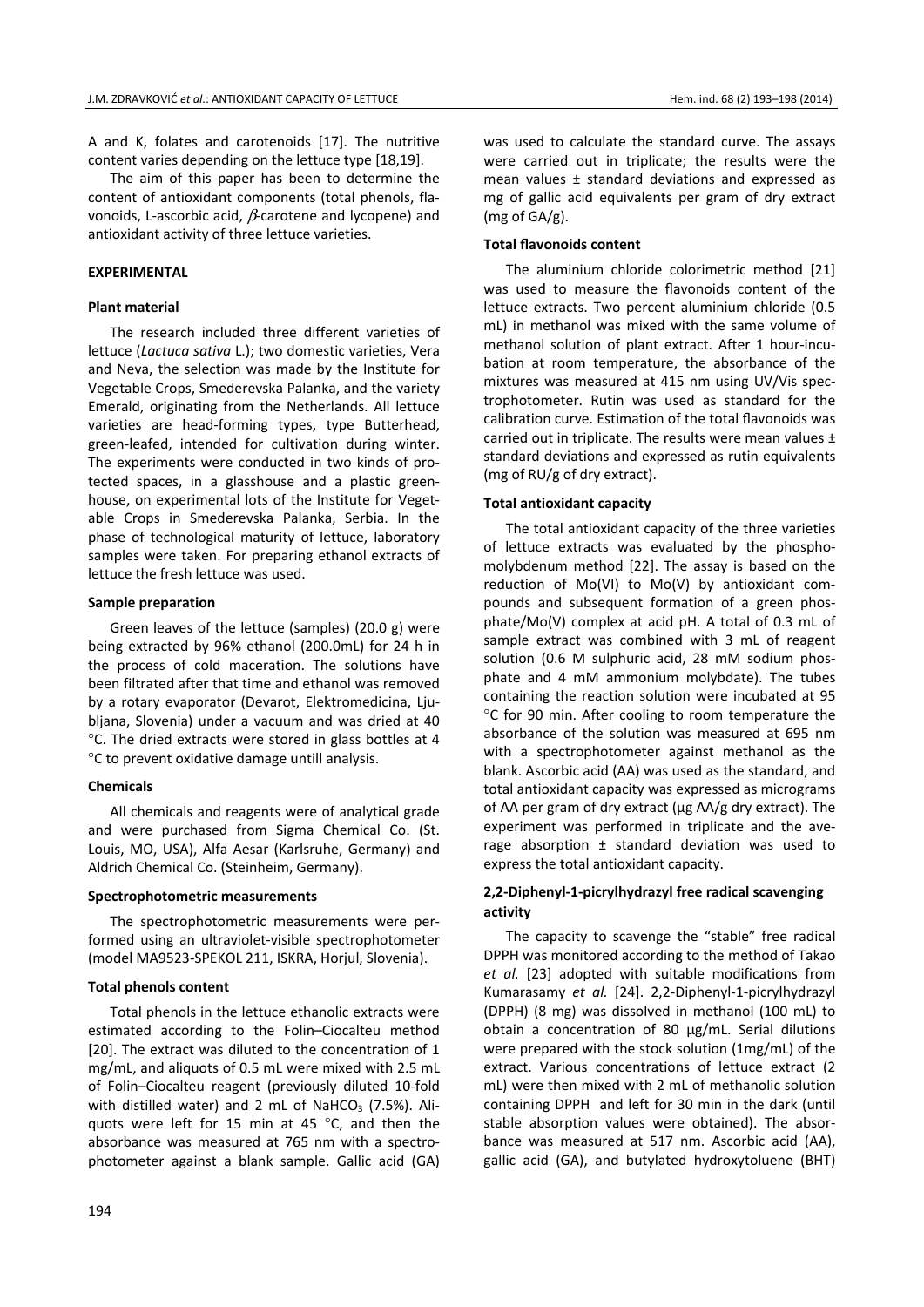A and K, folates and carotenoids [17]. The nutritive content varies depending on the lettuce type [18,19].

The aim of this paper has been to determine the content of antioxidant components (total phenols, flavonoids, L-ascorbic acid, $\beta$-carotene and lycopene) and antioxidant activity of three lettuce varieties.

## EXPERIMENTAL

### Plant material

The research included three different varieties of lettuce (*Lactuca sativa* L.); two domestic varieties, Vera and Neva, the selection was made by the Institute for Vegetable Crops, Smederevska Palanka, and the variety Emerald, originating from the Netherlands. All lettuce varieties are head-forming types, type Butterhead, green-leafed, intended for cultivation during winter. The experiments were conducted in two kinds of protected spaces, in a glasshouse and a plastic greenhouse, on experimental lots of the Institute for Vegetable Crops in Smederevska Palanka, Serbia. In the phase of technological maturity of lettuce, laboratory samples were taken. For preparing ethanol extracts of lettuce the fresh lettuce was used.

### Sample preparation

Green leaves of the lettuce (samples) (20.0 g) were being extracted by 96% ethanol (200.0mL) for 24 h in the process of cold maceration. The solutions have been filtrated after that time and ethanol was removed by a rotary evaporator (Devarot, Elektromedicina, Ljubljana, Slovenia) under a vacuum and was dried at 40 °C. The dried extracts were stored in glass bottles at 4 °C to prevent oxidative damage untill analysis.

### Chemicals

All chemicals and reagents were of analytical grade and were purchased from Sigma Chemical Co. (St. Louis, MO, USA), Alfa Aesar (Karlsruhe, Germany) and Aldrich Chemical Co. (Steinheim, Germany).

### Spectrophotometric measurements

The spectrophotometric measurements were performed using an ultraviolet-visible spectrophotometer (model MA9523-SPEKOL 211, ISKRA, Horjul, Slovenia).

### Total phenols content

Total phenols in the lettuce ethanolic extracts were estimated according to the Folin–Ciocalteu method [20]. The extract was diluted to the concentration of 1 mg/mL, and aliquots of 0.5 mL were mixed with 2.5 mL of Folin–Ciocalteu reagent (previously diluted 10-fold with distilled water) and 2 mL of $NaHCO_3$ (7.5%). Aliquots were left for 15 min at 45 °C, and then the absorbance was measured at 765 nm with a spectrophotometer against a blank sample. Gallic acid (GA) was used to calculate the standard curve. The assays were carried out in triplicate; the results were the mean values ± standard deviations and expressed as mg of gallic acid equivalents per gram of dry extract (mg of GA/g).

### Total flavonoids content

The aluminium chloride colorimetric method [21] was used to measure the flavonoids content of the lettuce extracts. Two percent aluminium chloride (0.5 mL) in methanol was mixed with the same volume of methanol solution of plant extract. After 1 hour-incubation at room temperature, the absorbance of the mixtures was measured at 415 nm using UV/Vis spectrophotometer. Rutin was used as standard for the calibration curve. Estimation of the total flavonoids was carried out in triplicate. The results were mean values ± standard deviations and expressed as rutin equivalents (mg of RU/g of dry extract).

### Total antioxidant capacity

The total antioxidant capacity of the three varieties of lettuce extracts was evaluated by the phosphomolybdenum method [22]. The assay is based on the reduction of Mo(VI) to Mo(V) by antioxidant compounds and subsequent formation of a green phosphate/Mo(V) complex at acid pH. A total of 0.3 mL of sample extract was combined with 3 mL of reagent solution (0.6 M sulphuric acid, 28 mM sodium phosphate and 4 mM ammonium molybdate). The tubes containing the reaction solution were incubated at 95 °C for 90 min. After cooling to room temperature the absorbance of the solution was measured at 695 nm with a spectrophotometer against methanol as the blank. Ascorbic acid (AA) was used as the standard, and total antioxidant capacity was expressed as micrograms of AA per gram of dry extract (µg AA/g dry extract). The experiment was performed in triplicate and the average absorption ± standard deviation was used to express the total antioxidant capacity.

### 2,2-Diphenyl-1-picrylhydrazyl free radical scavenging activity

The capacity to scavenge the "stable" free radical DPPH was monitored according to the method of Takao *et al.* [23] adopted with suitable modifications from Kumarasamy *et al.* [24]. 2,2-Diphenyl-1-picrylhydrazyl (DPPH) (8 mg) was dissolved in methanol (100 mL) to obtain a concentration of 80 µg/mL. Serial dilutions were prepared with the stock solution (1mg/mL) of the extract. Various concentrations of lettuce extract (2 mL) were then mixed with 2 mL of methanolic solution containing DPPH and left for 30 min in the dark (until stable absorption values were obtained). The absorbance was measured at 517 nm. Ascorbic acid (AA), gallic acid (GA), and butylated hydroxytoluene (BHT)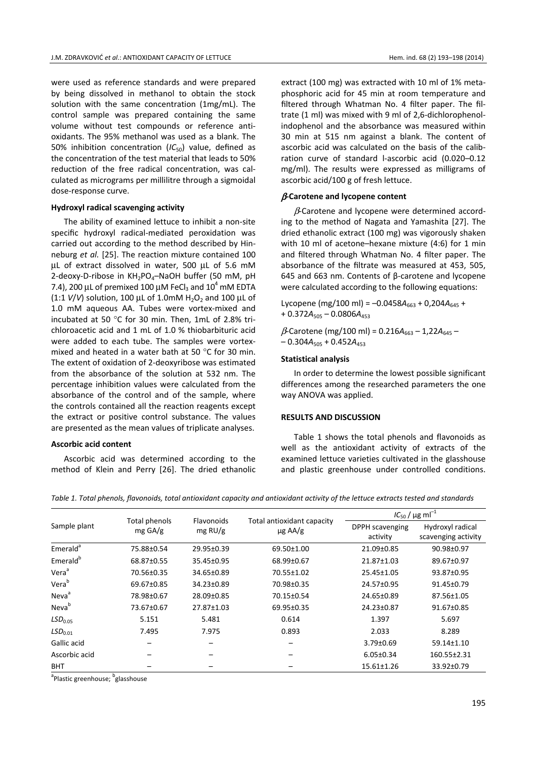were used as reference standards and were prepared by being dissolved in methanol to obtain the stock solution with the same concentration (1mg/mL). The control sample was prepared containing the same volume without test compounds or reference antioxidants. The 95% methanol was used as a blank. The 50% inhibition concentration ($IC_{50}$) value, defined as the concentration of the test material that leads to 50% reduction of the free radical concentration, was calculated as micrograms per millilitre through a sigmoidal dose-response curve.

### Hydroxyl radical scavenging activity

The ability of examined lettuce to inhibit a non-site specific hydroxyl radical-mediated peroxidation was carried out according to the method described by Hinneburg *et al.* [25]. The reaction mixture contained 100 μL of extract dissolved in water, 500 μL of 5.6 mM 2-deoxy-D-ribose in $KH_2PO_4$–NaOH buffer (50 mM, pH 7.4), 200 μL of premixed 100 μM $FeCl_3$ and $10^4$ mM EDTA (1:1 *V*/*V*) solution, 100 μL of 1.0mM $H_2O_2$ and 100 μL of 1.0 mM aqueous AA. Tubes were vortex-mixed and incubated at 50 °C for 30 min. Then, 1mL of 2.8% trichloroacetic acid and 1 mL of 1.0 % thiobarbituric acid were added to each tube. The samples were vortex-mixed and heated in a water bath at 50 °C for 30 min. The extent of oxidation of 2-deoxyribose was estimated from the absorbance of the solution at 532 nm. The percentage inhibition values were calculated from the absorbance of the control and of the sample, where the controls contained all the reaction reagents except the extract or positive control substance. The values are presented as the mean values of triplicate analyses.

### Ascorbic acid content

Ascorbic acid was determined according to the method of Klein and Perry [26]. The dried ethanolic extract (100 mg) was extracted with 10 ml of 1% metaphosphoric acid for 45 min at room temperature and filtered through Whatman No. 4 filter paper. The filtrate (1 ml) was mixed with 9 ml of 2,6-dichlorophenolindophenol and the absorbance was measured within 30 min at 515 nm against a blank. The content of ascorbic acid was calculated on the basis of the calibration curve of standard l-ascorbic acid (0.020–0.12 mg/ml). The results were expressed as milligrams of ascorbic acid/100 g of fresh lettuce.

### *β*-Carotene and lycopene content

*β*-Carotene and lycopene were determined according to the method of Nagata and Yamashita [27]. The dried ethanolic extract (100 mg) was vigorously shaken with 10 ml of acetone–hexane mixture (4:6) for 1 min and filtered through Whatman No. 4 filter paper. The absorbance of the filtrate was measured at 453, 505, 645 and 663 nm. Contents of β-carotene and lycopene were calculated according to the following equations:

$$\text{Lycopene (mg/100 ml)} = -0.0458A_{663} + 0{,}204A_{645} + 0.372A_{505} - 0.0806A_{453}$$

$$\beta\text{-Carotene (mg/100 ml)} = 0.216A_{663} - 1{,}22A_{645} - 0.304A_{505} + 0.452A_{453}$$

### Statistical analysis

In order to determine the lowest possible significant differences among the researched parameters the one way ANOVA was applied.

## RESULTS AND DISCUSSION

Table 1 shows the total phenols and flavonoids as well as the antioxidant activity of extracts of the examined lettuce varieties cultivated in the glasshouse and plastic greenhouse under controlled conditions.

*Table 1. Total phenols, flavonoids, total antioxidant capacity and antioxidant activity of the lettuce extracts tested and standards*

| Sample plant | Total phenols mg GA/g | Flavonoids mg RU/g | Total antioxidant capacity μg AA/g | $IC_{50}$ / μg $ml^{-1}$ | |
|---|---|---|---|---|---|
| | | | | DPPH scavenging activity | Hydroxyl radical scavenging activity |
| Emerald[a] | 75.88±0.54 | 29.95±0.39 | 69.50±1.00 | 21.09±0.85 | 90.98±0.97 |
| Emerald[b] | 68.87±0.55 | 35.45±0.95 | 68.99±0.67 | 21.87±1.03 | 89.67±0.97 |
| Vera[a] | 70.56±0.35 | 34.65±0.89 | 70.55±1.02 | 25.45±1.05 | 93.87±0.95 |
| Vera[b] | 69.67±0.85 | 34.23±0.89 | 70.98±0.35 | 24.57±0.95 | 91.45±0.79 |
| Neva[a] | 78.98±0.67 | 28.09±0.85 | 70.15±0.54 | 24.65±0.89 | 87.56±1.05 |
| Neva[b] | 73.67±0.67 | 27.87±1.03 | 69.95±0.35 | 24.23±0.87 | 91.67±0.85 |
| $LSD_{0.05}$ | 5.151 | 5.481 | 0.614 | 1.397 | 5.697 |
| $LSD_{0.01}$ | 7.495 | 7.975 | 0.893 | 2.033 | 8.289 |
| Gallic acid | – | – | – | 3.79±0.69 | 59.14±1.10 |
| Ascorbic acid | – | – | – | 6.05±0.34 | 160.55±2.31 |
| BHT | – | – | – | 15.61±1.26 | 33.92±0.79 |

[a]Plastic greenhouse; [b]glasshouse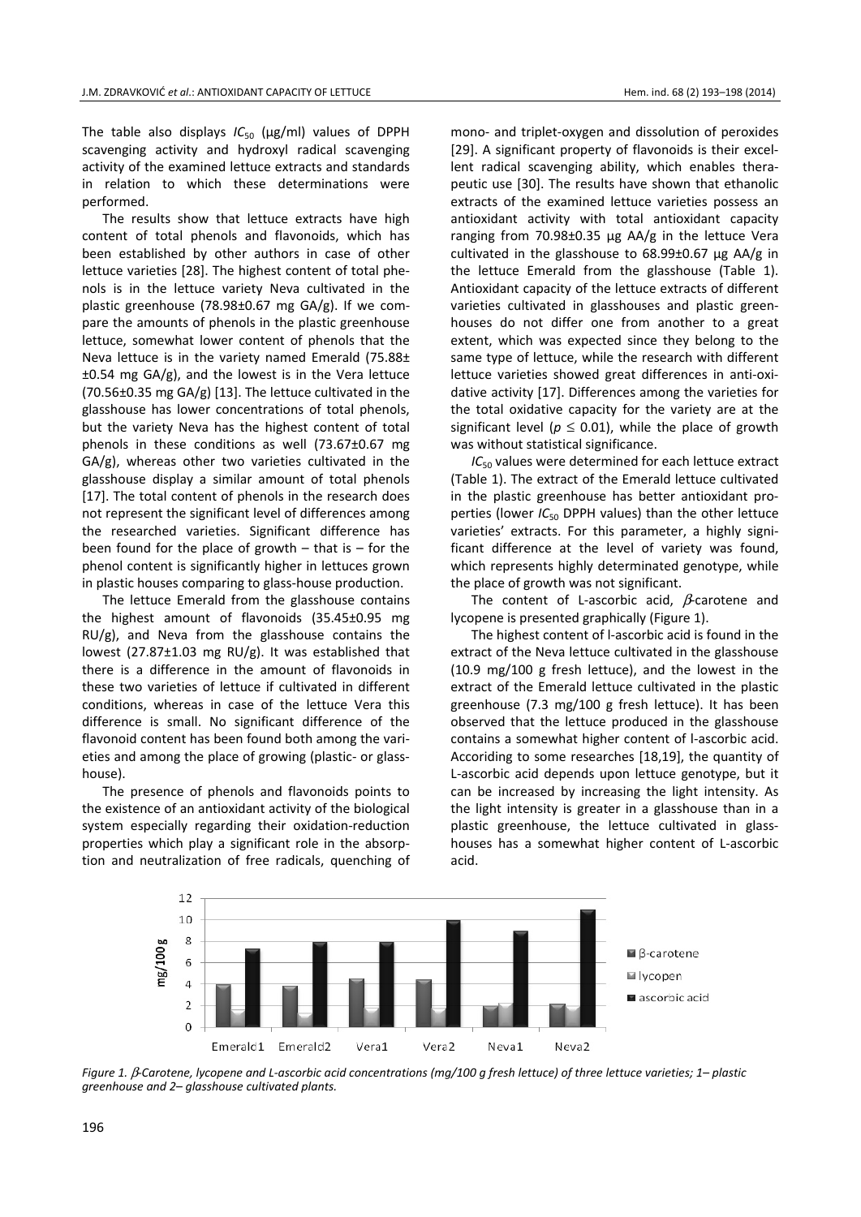The table also displays $IC_{50}$ (μg/ml) values of DPPH scavenging activity and hydroxyl radical scavenging activity of the examined lettuce extracts and standards in relation to which these determinations were performed.

The results show that lettuce extracts have high content of total phenols and flavonoids, which has been established by other authors in case of other lettuce varieties [28]. The highest content of total phenols is in the lettuce variety Neva cultivated in the plastic greenhouse (78.98±0.67 mg GA/g). If we compare the amounts of phenols in the plastic greenhouse lettuce, somewhat lower content of phenols that the Neva lettuce is in the variety named Emerald (75.88±±0.54 mg GA/g), and the lowest is in the Vera lettuce (70.56±0.35 mg GA/g) [13]. The lettuce cultivated in the glasshouse has lower concentrations of total phenols, but the variety Neva has the highest content of total phenols in these conditions as well (73.67±0.67 mg GA/g), whereas other two varieties cultivated in the glasshouse display a similar amount of total phenols [17]. The total content of phenols in the research does not represent the significant level of differences among the researched varieties. Significant difference has been found for the place of growth – that is – for the phenol content is significantly higher in lettuces grown in plastic houses comparing to glass-house production.

The lettuce Emerald from the glasshouse contains the highest amount of flavonoids (35.45±0.95 mg RU/g), and Neva from the glasshouse contains the lowest (27.87±1.03 mg RU/g). It was established that there is a difference in the amount of flavonoids in these two varieties of lettuce if cultivated in different conditions, whereas in case of the lettuce Vera this difference is small. No significant difference of the flavonoid content has been found both among the varieties and among the place of growing (plastic- or glasshouse).

The presence of phenols and flavonoids points to the existence of an antioxidant activity of the biological system especially regarding their oxidation-reduction properties which play a significant role in the absorption and neutralization of free radicals, quenching of mono- and triplet-oxygen and dissolution of peroxides [29]. A significant property of flavonoids is their excellent radical scavenging ability, which enables therapeutic use [30]. The results have shown that ethanolic extracts of the examined lettuce varieties possess an antioxidant activity with total antioxidant capacity ranging from 70.98±0.35 μg AA/g in the lettuce Vera cultivated in the glasshouse to 68.99±0.67 μg AA/g in the lettuce Emerald from the glasshouse (Table 1). Antioxidant capacity of the lettuce extracts of different varieties cultivated in glasshouses and plastic greenhouses do not differ one from another to a great extent, which was expected since they belong to the same type of lettuce, while the research with different lettuce varieties showed great differences in anti-oxidative activity [17]. Differences among the varieties for the total oxidative capacity for the variety are at the significant level ($p \leq 0.01$), while the place of growth was without statistical significance.

$IC_{50}$ values were determined for each lettuce extract (Table 1). The extract of the Emerald lettuce cultivated in the plastic greenhouse has better antioxidant properties (lower $IC_{50}$ DPPH values) than the other lettuce varieties' extracts. For this parameter, a highly significant difference at the level of variety was found, which represents highly determinated genotype, while the place of growth was not significant.

The content of L-ascorbic acid, $\beta$-carotene and lycopene is presented graphically (Figure 1).

The highest content of l-ascorbic acid is found in the extract of the Neva lettuce cultivated in the glasshouse (10.9 mg/100 g fresh lettuce), and the lowest in the extract of the Emerald lettuce cultivated in the plastic greenhouse (7.3 mg/100 g fresh lettuce). It has been observed that the lettuce produced in the glasshouse contains a somewhat higher content of l-ascorbic acid. According to some researches [18,19], the quantity of L-ascorbic acid depends upon lettuce genotype, but it can be increased by increasing the light intensity. As the light intensity is greater in a glasshouse than in a plastic greenhouse, the lettuce cultivated in glasshouses has a somewhat higher content of L-ascorbic acid.

*Figure 1. $\beta$-Carotene, lycopene and L-ascorbic acid concentrations (mg/100 g fresh lettuce) of three lettuce varieties; 1– plastic greenhouse and 2– glasshouse cultivated plants.*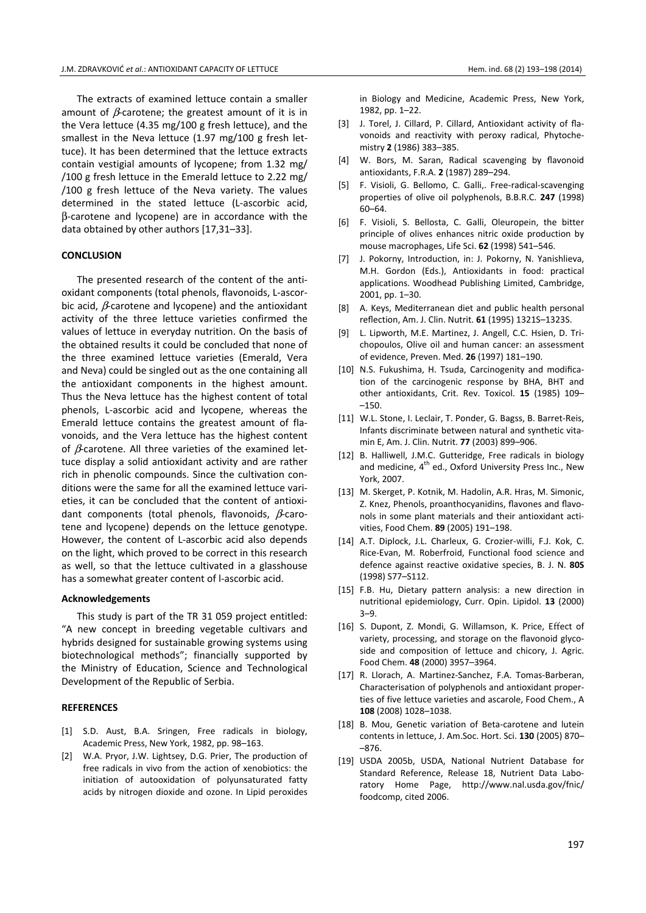The extracts of examined lettuce contain a smaller amount of $\beta$-carotene; the greatest amount of it is in the Vera lettuce (4.35 mg/100 g fresh lettuce), and the smallest in the Neva lettuce (1.97 mg/100 g fresh lettuce). It has been determined that the lettuce extracts contain vestigial amounts of lycopene; from 1.32 mg/ /100 g fresh lettuce in the Emerald lettuce to 2.22 mg/ /100 g fresh lettuce of the Neva variety. The values determined in the stated lettuce (L-ascorbic acid, β-carotene and lycopene) are in accordance with the data obtained by other authors [17,31–33].

## CONCLUSION

The presented research of the content of the antioxidant components (total phenols, flavonoids, L-ascorbic acid, $\beta$-carotene and lycopene) and the antioxidant activity of the three lettuce varieties confirmed the values of lettuce in everyday nutrition. On the basis of the obtained results it could be concluded that none of the three examined lettuce varieties (Emerald, Vera and Neva) could be singled out as the one containing all the antioxidant components in the highest amount. Thus the Neva lettuce has the highest content of total phenols, L-ascorbic acid and lycopene, whereas the Emerald lettuce contains the greatest amount of flavonoids, and the Vera lettuce has the highest content of $\beta$-carotene. All three varieties of the examined lettuce display a solid antioxidant activity and are rather rich in phenolic compounds. Since the cultivation conditions were the same for all the examined lettuce varieties, it can be concluded that the content of antioxidant components (total phenols, flavonoids, $\beta$-carotene and lycopene) depends on the lettuce genotype. However, the content of L-ascorbic acid also depends on the light, which proved to be correct in this research as well, so that the lettuce cultivated in a glasshouse has a somewhat greater content of l-ascorbic acid.

### Acknowledgements

This study is part of the TR 31 059 project entitled: "A new concept in breeding vegetable cultivars and hybrids designed for sustainable growing systems using biotechnological methods"; financially supported by the Ministry of Education, Science and Technological Development of the Republic of Serbia.

## REFERENCES

[1] S.D. Aust, B.A. Sringen, Free radicals in biology, Academic Press, New York, 1982, pp. 98–163.

[2] W.A. Pryor, J.W. Lightsey, D.G. Prier, The production of free radicals in vivo from the action of xenobiotics: the initiation of autooxidation of polyunsaturated fatty acids by nitrogen dioxide and ozone. In Lipid peroxides in Biology and Medicine, Academic Press, New York, 1982, pp. 1–22.

[3] J. Torel, J. Cillard, P. Cillard, Antioxidant activity of flavonoids and reactivity with peroxy radical, Phytochemistry **2** (1986) 383–385.

[4] W. Bors, M. Saran, Radical scavenging by flavonoid antioxidants, F.R.A. **2** (1987) 289–294.

[5] F. Visioli, G. Bellomo, C. Galli,. Free-radical-scavenging properties of olive oil polyphenols, B.B.R.C. **247** (1998) 60–64.

[6] F. Visioli, S. Bellosta, C. Galli, Oleuropein, the bitter principle of olives enhances nitric oxide production by mouse macrophages, Life Sci. **62** (1998) 541–546.

[7] J. Pokorny, Introduction, in: J. Pokorny, N. Yanishlieva, M.H. Gordon (Eds.), Antioxidants in food: practical applications. Woodhead Publishing Limited, Cambridge, 2001, pp. 1–30.

[8] A. Keys, Mediterranean diet and public health personal reflection, Am. J. Clin. Nutrit. **61** (1995) 1321S–1323S.

[9] L. Lipworth, M.E. Martinez, J. Angell, C.C. Hsien, D. Trichopoulos, Olive oil and human cancer: an assessment of evidence, Preven. Med. **26** (1997) 181–190.

[10] N.S. Fukushima, H. Tsuda, Carcinogenity and modification of the carcinogenic response by BHA, BHT and other antioxidants, Crit. Rev. Toxicol. **15** (1985) 109–150.

[11] W.L. Stone, I. Leclair, T. Ponder, G. Bagss, B. Barret-Reis, Infants discriminate between natural and synthetic vitamin E, Am. J. Clin. Nutrit. **77** (2003) 899–906.

[12] B. Halliwell, J.M.C. Gutteridge, Free radicals in biology and medicine, 4th ed., Oxford University Press Inc., New York, 2007.

[13] M. Skerget, P. Kotnik, M. Hadolin, A.R. Hras, M. Simonic, Z. Knez, Phenols, proanthocyanidins, flavones and flavonols in some plant materials and their antioxidant activities, Food Chem. **89** (2005) 191–198.

[14] A.T. Diplock, J.L. Charleux, G. Crozier-willi, F.J. Kok, C. Rice-Evan, M. Roberfroid, Functional food science and defence against reactive oxidative species, B. J. N. **80S** (1998) S77–S112.

[15] F.B. Hu, Dietary pattern analysis: a new direction in nutritional epidemiology, Curr. Opin. Lipidol. **13** (2000) 3–9.

[16] S. Dupont, Z. Mondi, G. Willamson, K. Price, Effect of variety, processing, and storage on the flavonoid glycoside and composition of lettuce and chicory, J. Agric. Food Chem. **48** (2000) 3957–3964.

[17] R. Llorach, A. Martinez-Sanchez, F.A. Tomas-Barberan, Characterisation of polyphenols and antioxidant properties of five lettuce varieties and ascarole, Food Chem., A **108** (2008) 1028–1038.

[18] B. Mou, Genetic variation of Beta-carotene and lutein contents in lettuce, J. Am.Soc. Hort. Sci. **130** (2005) 870–876.

[19] USDA 2005b, USDA, National Nutrient Database for Standard Reference, Release 18, Nutrient Data Laboratory Home Page, http://www.nal.usda.gov/fnic/foodcomp, cited 2006.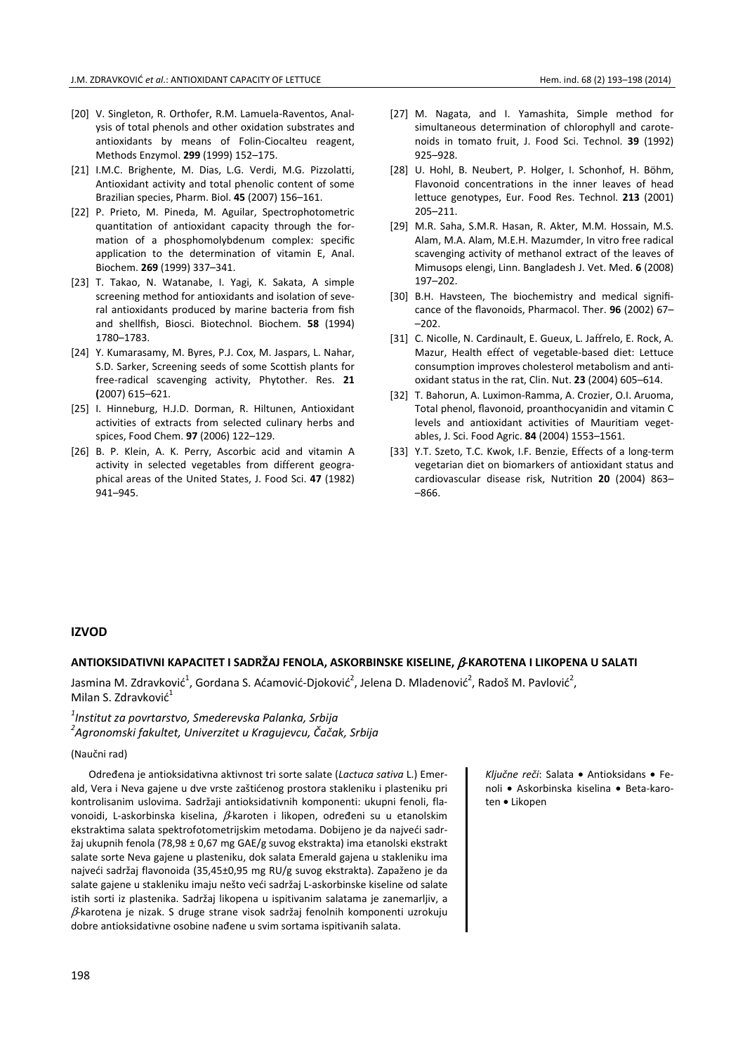[20] V. Singleton, R. Orthofer, R.M. Lamuela-Raventos, Analysis of total phenols and other oxidation substrates and antioxidants by means of Folin-Ciocalteu reagent, Methods Enzymol. **299** (1999) 152–175.

[21] I.M.C. Brighente, M. Dias, L.G. Verdi, M.G. Pizzolatti, Antioxidant activity and total phenolic content of some Brazilian species, Pharm. Biol. **45** (2007) 156–161.

[22] P. Prieto, M. Pineda, M. Aguilar, Spectrophotometric quantitation of antioxidant capacity through the formation of a phosphomolybdenum complex: specific application to the determination of vitamin E, Anal. Biochem. **269** (1999) 337–341.

[23] T. Takao, N. Watanabe, I. Yagi, K. Sakata, A simple screening method for antioxidants and isolation of several antioxidants produced by marine bacteria from fish and shellfish, Biosci. Biotechnol. Biochem. **58** (1994) 1780–1783.

[24] Y. Kumarasamy, M. Byres, P.J. Cox, M. Jaspars, L. Nahar, S.D. Sarker, Screening seeds of some Scottish plants for free-radical scavenging activity, Phytother. Res. **21** (2007) 615–621.

[25] I. Hinneburg, H.J.D. Dorman, R. Hiltunen, Antioxidant activities of extracts from selected culinary herbs and spices, Food Chem. **97** (2006) 122–129.

[26] B. P. Klein, A. K. Perry, Ascorbic acid and vitamin A activity in selected vegetables from different geographical areas of the United States, J. Food Sci. **47** (1982) 941–945.

[27] M. Nagata, and I. Yamashita, Simple method for simultaneous determination of chlorophyll and carotenoids in tomato fruit, J. Food Sci. Technol. **39** (1992) 925–928.

[28] U. Hohl, B. Neubert, P. Holger, I. Schonhof, H. Böhm, Flavonoid concentrations in the inner leaves of head lettuce genotypes, Eur. Food Res. Technol. **213** (2001) 205–211.

[29] M.R. Saha, S.M.R. Hasan, R. Akter, M.M. Hossain, M.S. Alam, M.A. Alam, M.E.H. Mazumder, In vitro free radical scavenging activity of methanol extract of the leaves of Mimusops elengi, Linn. Bangladesh J. Vet. Med. **6** (2008) 197–202.

[30] B.H. Havsteen, The biochemistry and medical significance of the flavonoids, Pharmacol. Ther. **96** (2002) 67–202.

[31] C. Nicolle, N. Cardinault, E. Gueux, L. Jaffrelo, E. Rock, A. Mazur, Health effect of vegetable-based diet: Lettuce consumption improves cholesterol metabolism and antioxidant status in the rat, Clin. Nut. **23** (2004) 605–614.

[32] T. Bahorun, A. Luximon-Ramma, A. Crozier, O.I. Aruoma, Total phenol, flavonoid, proanthocyanidin and vitamin C levels and antioxidant activities of Mauritiam vegetables, J. Sci. Food Agric. **84** (2004) 1553–1561.

[33] Y.T. Szeto, T.C. Kwok, I.F. Benzie, Effects of a long-term vegetarian diet on biomarkers of antioxidant status and cardiovascular disease risk, Nutrition **20** (2004) 863–866.

## IZVOD

### ANTIOKSIDATIVNI KAPACITET I SADRŽAJ FENOLA, ASKORBINSKE KISELINE, $\beta$-KAROTENA I LIKOPENA U SALATI

Jasmina M. Zdravković[1], Gordana S. Aćamović-Djoković[2], Jelena D. Mladenović[2], Radoš M. Pavlović[2], Milan S. Zdravković[1]

*[1]Institut za povrtarstvo, Smederevska Palanka, Srbija*
*[2]Agronomski fakultet, Univerzitet u Kragujevcu, Čačak, Srbija*

(Naučni rad)

Određena je antioksidativna aktivnost tri sorte salate (*Lactuca sativa* L.) Emerald, Vera i Neva gajene u dve vrste zaštićenog prostora stakleniku i plasteniku pri kontrolisanim uslovima. Sadržaji antioksidativnih komponenti: ukupni fenoli, flavonoidi, L-askorbinska kiselina, $\beta$-karoten i likopen, određeni su u etanolskim ekstraktima salata spektrofotometrijskim metodama. Dobijeno je da najveći sadržaj ukupnih fenola (78,98 ± 0,67 mg GAE/g suvog ekstrakta) ima etanolski ekstrakt salate sorte Neva gajene u plasteniku, dok salata Emerald gajena u stakleniku ima najveći sadržaj flavonoida (35,45±0,95 mg RU/g suvog ekstrakta). Zapaženo je da salate gajene u stakleniku imaju nešto veći sadržaj L-askorbinske kiseline od salate istih sorti iz plastenika. Sadržaj likopena u ispitivanim salatama je zanemarljiv, a $\beta$-karotena je nizak. S druge strane visok sadržaj fenolnih komponenti uzrokuju dobre antioksidativne osobine nađene u svim sortama ispitivanih salata.

*Ključne reči*: Salata • Antioksidans • Fenoli • Askorbinska kiselina • Beta-karoten • Likopen